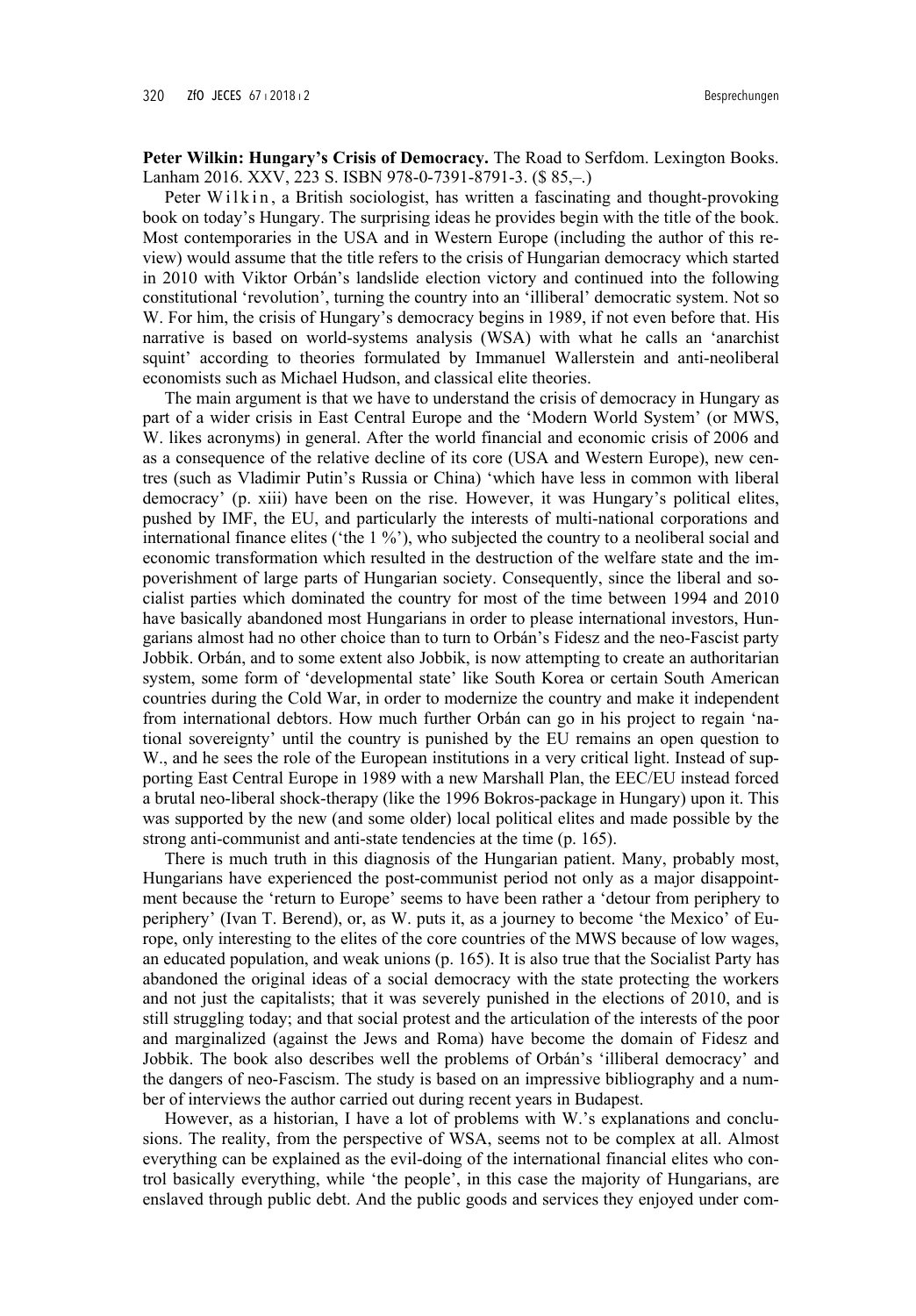**Peter Wilkin: Hungary's Crisis of Democracy.** The Road to Serfdom. Lexington Books. Lanham 2016. XXV, 223 S. ISBN 978-0-7391-8791-3. ($ 85,–.)

Peter Wilkin, a British sociologist, has written a fascinating and thought-provoking book on today's Hungary. The surprising ideas he provides begin with the title of the book. Most contemporaries in the USA and in Western Europe (including the author of this review) would assume that the title refers to the crisis of Hungarian democracy which started in 2010 with Viktor Orbán's landslide election victory and continued into the following constitutional 'revolution', turning the country into an 'illiberal' democratic system. Not so W. For him, the crisis of Hungary's democracy begins in 1989, if not even before that. His narrative is based on world-systems analysis (WSA) with what he calls an 'anarchist squint' according to theories formulated by Immanuel Wallerstein and anti-neoliberal economists such as Michael Hudson, and classical elite theories.

The main argument is that we have to understand the crisis of democracy in Hungary as part of a wider crisis in East Central Europe and the 'Modern World System' (or MWS, W. likes acronyms) in general. After the world financial and economic crisis of 2006 and as a consequence of the relative decline of its core (USA and Western Europe), new centres (such as Vladimir Putin's Russia or China) 'which have less in common with liberal democracy' (p. xiii) have been on the rise. However, it was Hungary's political elites, pushed by IMF, the EU, and particularly the interests of multi-national corporations and international finance elites ('the 1 %'), who subjected the country to a neoliberal social and economic transformation which resulted in the destruction of the welfare state and the impoverishment of large parts of Hungarian society. Consequently, since the liberal and socialist parties which dominated the country for most of the time between 1994 and 2010 have basically abandoned most Hungarians in order to please international investors, Hungarians almost had no other choice than to turn to Orbán's Fidesz and the neo-Fascist party Jobbik. Orbán, and to some extent also Jobbik, is now attempting to create an authoritarian system, some form of 'developmental state' like South Korea or certain South American countries during the Cold War, in order to modernize the country and make it independent from international debtors. How much further Orbán can go in his project to regain 'national sovereignty' until the country is punished by the EU remains an open question to W., and he sees the role of the European institutions in a very critical light. Instead of supporting East Central Europe in 1989 with a new Marshall Plan, the EEC/EU instead forced a brutal neo-liberal shock-therapy (like the 1996 Bokros-package in Hungary) upon it. This was supported by the new (and some older) local political elites and made possible by the strong anti-communist and anti-state tendencies at the time (p. 165).

There is much truth in this diagnosis of the Hungarian patient. Many, probably most, Hungarians have experienced the post-communist period not only as a major disappointment because the 'return to Europe' seems to have been rather a 'detour from periphery to periphery' (Ivan T. Berend), or, as W. puts it, as a journey to become 'the Mexico' of Europe, only interesting to the elites of the core countries of the MWS because of low wages, an educated population, and weak unions (p. 165). It is also true that the Socialist Party has abandoned the original ideas of a social democracy with the state protecting the workers and not just the capitalists; that it was severely punished in the elections of 2010, and is still struggling today; and that social protest and the articulation of the interests of the poor and marginalized (against the Jews and Roma) have become the domain of Fidesz and Jobbik. The book also describes well the problems of Orbán's 'illiberal democracy' and the dangers of neo-Fascism. The study is based on an impressive bibliography and a number of interviews the author carried out during recent years in Budapest.

However, as a historian, I have a lot of problems with W.'s explanations and conclusions. The reality, from the perspective of WSA, seems not to be complex at all. Almost everything can be explained as the evil-doing of the international financial elites who control basically everything, while 'the people', in this case the majority of Hungarians, are enslaved through public debt. And the public goods and services they enjoyed under com-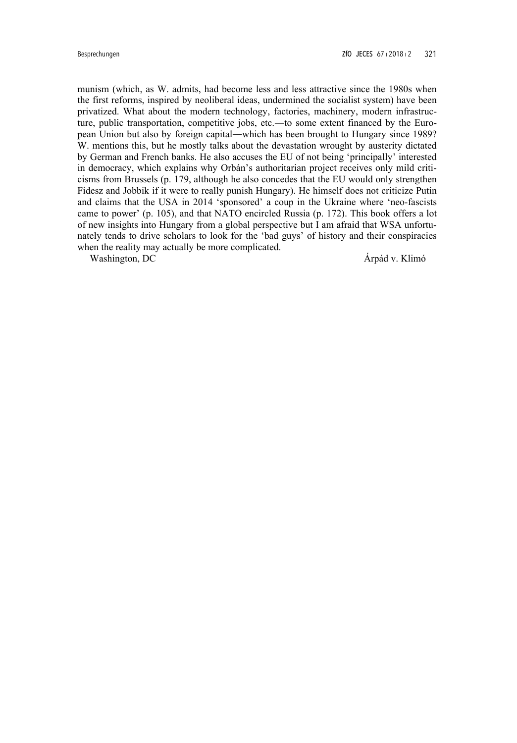munism (which, as W. admits, had become less and less attractive since the 1980s when the first reforms, inspired by neoliberal ideas, undermined the socialist system) have been privatized. What about the modern technology, factories, machinery, modern infrastructure, public transportation, competitive jobs, etc.—to some extent financed by the European Union but also by foreign capital—which has been brought to Hungary since 1989? W. mentions this, but he mostly talks about the devastation wrought by austerity dictated by German and French banks. He also accuses the EU of not being 'principally' interested in democracy, which explains why Orbán's authoritarian project receives only mild criticisms from Brussels (p. 179, although he also concedes that the EU would only strengthen Fidesz and Jobbik if it were to really punish Hungary). He himself does not criticize Putin and claims that the USA in 2014 'sponsored' a coup in the Ukraine where 'neo-fascists came to power' (p. 105), and that NATO encircled Russia (p. 172). This book offers a lot of new insights into Hungary from a global perspective but I am afraid that WSA unfortunately tends to drive scholars to look for the 'bad guys' of history and their conspiracies when the reality may actually be more complicated.

Washington, DC — Árpád v. Klimó